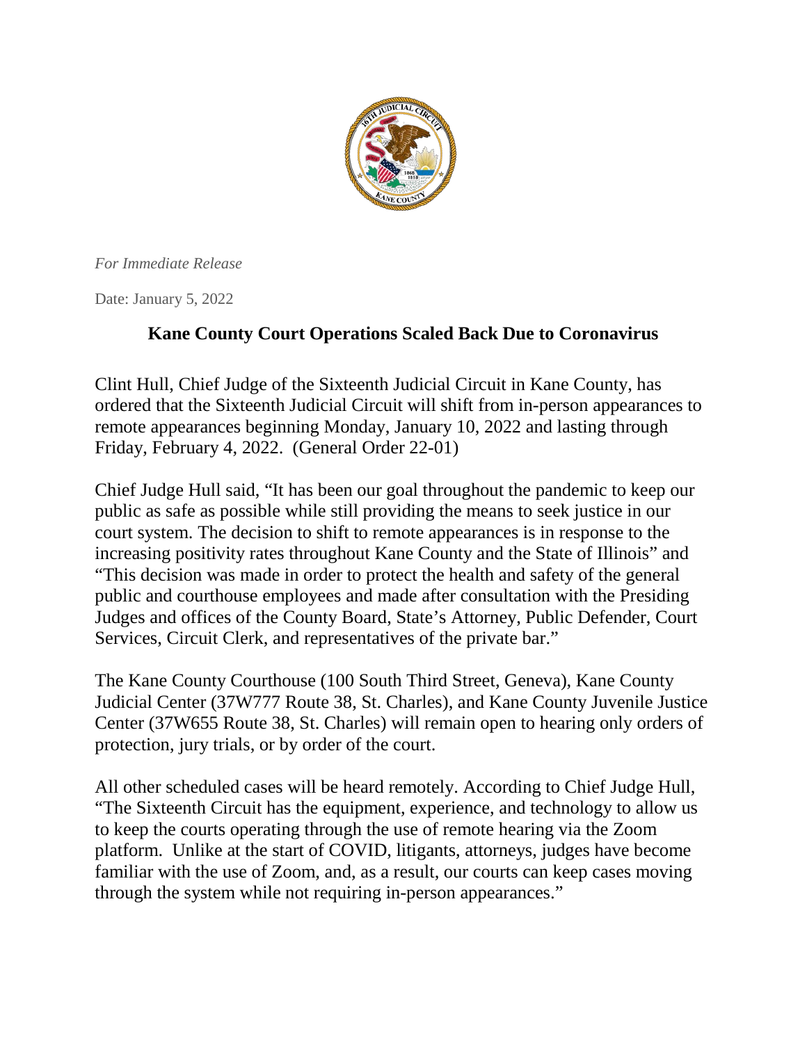*For Immediate Release*

Date: January 5, 2022

## Kane County Court Operations Scaled Back Due to Coronavirus

Clint Hull, Chief Judge of the Sixteenth Judicial Circuit in Kane County, has ordered that the Sixteenth Judicial Circuit will shift from in-person appearances to remote appearances beginning Monday, January 10, 2022 and lasting through Friday, February 4, 2022. (General Order 22-01)

Chief Judge Hull said, "It has been our goal throughout the pandemic to keep our public as safe as possible while still providing the means to seek justice in our court system. The decision to shift to remote appearances is in response to the increasing positivity rates throughout Kane County and the State of Illinois" and "This decision was made in order to protect the health and safety of the general public and courthouse employees and made after consultation with the Presiding Judges and offices of the County Board, State's Attorney, Public Defender, Court Services, Circuit Clerk, and representatives of the private bar."

The Kane County Courthouse (100 South Third Street, Geneva), Kane County Judicial Center (37W777 Route 38, St. Charles), and Kane County Juvenile Justice Center (37W655 Route 38, St. Charles) will remain open to hearing only orders of protection, jury trials, or by order of the court.

All other scheduled cases will be heard remotely. According to Chief Judge Hull, "The Sixteenth Circuit has the equipment, experience, and technology to allow us to keep the courts operating through the use of remote hearing via the Zoom platform. Unlike at the start of COVID, litigants, attorneys, judges have become familiar with the use of Zoom, and, as a result, our courts can keep cases moving through the system while not requiring in-person appearances."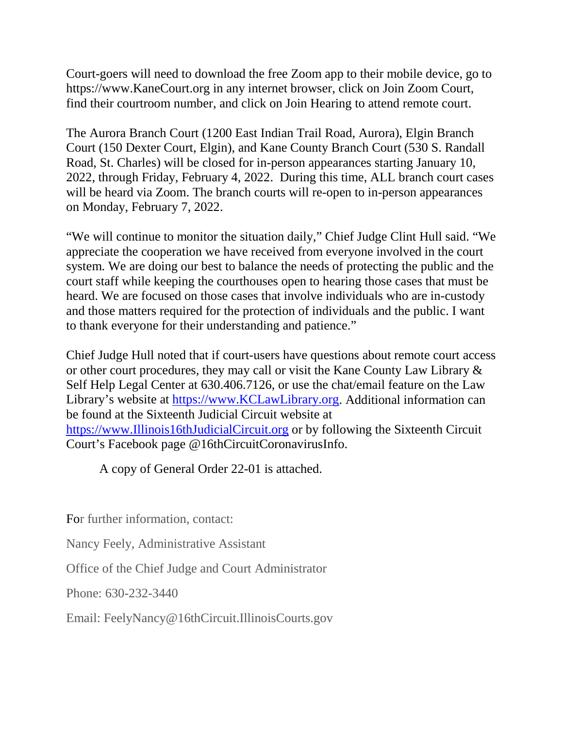Court-goers will need to download the free Zoom app to their mobile device, go to https://www.KaneCourt.org in any internet browser, click on Join Zoom Court, find their courtroom number, and click on Join Hearing to attend remote court.

The Aurora Branch Court (1200 East Indian Trail Road, Aurora), Elgin Branch Court (150 Dexter Court, Elgin), and Kane County Branch Court (530 S. Randall Road, St. Charles) will be closed for in-person appearances starting January 10, 2022, through Friday, February 4, 2022. During this time, ALL branch court cases will be heard via Zoom. The branch courts will re-open to in-person appearances on Monday, February 7, 2022.

"We will continue to monitor the situation daily," Chief Judge Clint Hull said. "We appreciate the cooperation we have received from everyone involved in the court system. We are doing our best to balance the needs of protecting the public and the court staff while keeping the courthouses open to hearing those cases that must be heard. We are focused on those cases that involve individuals who are in-custody and those matters required for the protection of individuals and the public. I want to thank everyone for their understanding and patience."

Chief Judge Hull noted that if court-users have questions about remote court access or other court procedures, they may call or visit the Kane County Law Library & Self Help Legal Center at 630.406.7126, or use the chat/email feature on the Law Library's website at [https://www.KCLawLibrary.org](https://www.KCLawLibrary.org). Additional information can be found at the Sixteenth Judicial Circuit website at [https://www.Illinois16thJudicialCircuit.org](https://www.Illinois16thJudicialCircuit.org) or by following the Sixteenth Circuit Court's Facebook page @16thCircuitCoronavirusInfo.

A copy of General Order 22-01 is attached.

For further information, contact:

Nancy Feely, Administrative Assistant

Office of the Chief Judge and Court Administrator

Phone: 630-232-3440

Email: FeelyNancy@16thCircuit.IllinoisCourts.gov